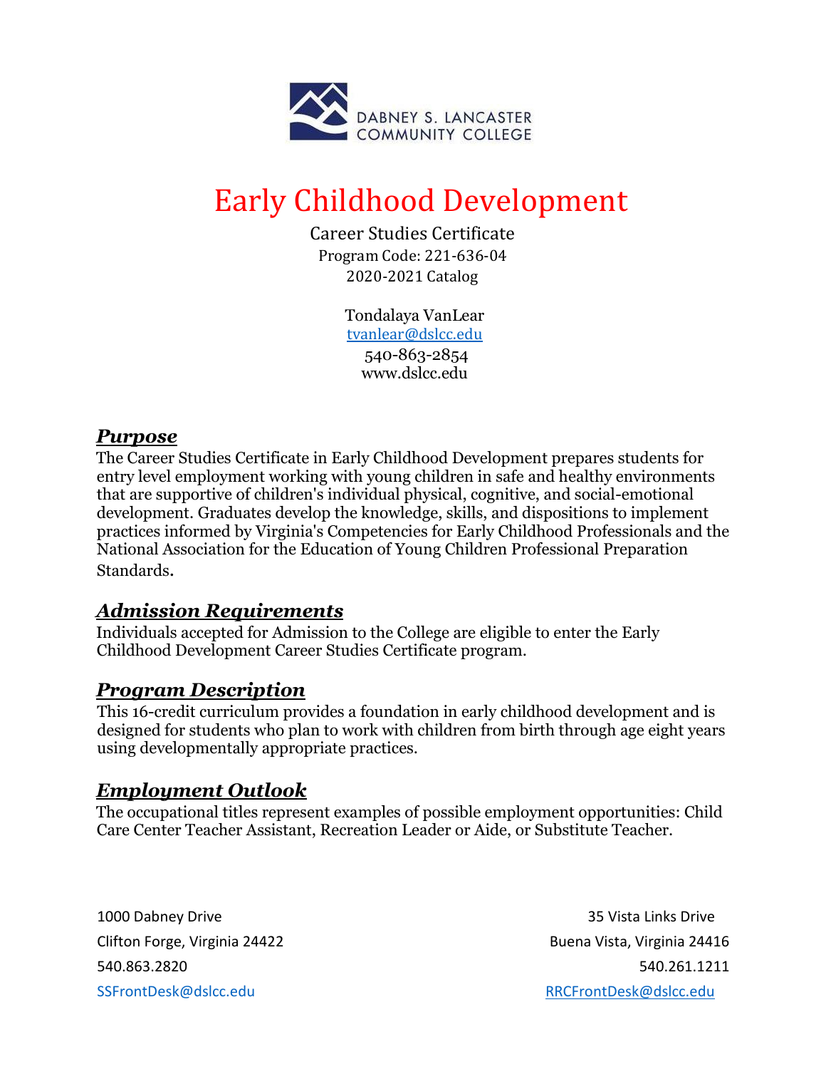DABNEY S. LANCASTER COMMUNITY COLLEGE

# Early Childhood Development

Career Studies Certificate
Program Code: 221-636-04
2020-2021 Catalog

Tondalaya VanLear
tvanlear@dslcc.edu
540-863-2854
www.dslcc.edu

## *Purpose*

The Career Studies Certificate in Early Childhood Development prepares students for entry level employment working with young children in safe and healthy environments that are supportive of children's individual physical, cognitive, and social-emotional development. Graduates develop the knowledge, skills, and dispositions to implement practices informed by Virginia's Competencies for Early Childhood Professionals and the National Association for the Education of Young Children Professional Preparation Standards.

## *Admission Requirements*

Individuals accepted for Admission to the College are eligible to enter the Early Childhood Development Career Studies Certificate program.

## *Program Description*

This 16-credit curriculum provides a foundation in early childhood development and is designed for students who plan to work with children from birth through age eight years using developmentally appropriate practices.

## *Employment Outlook*

The occupational titles represent examples of possible employment opportunities: Child Care Center Teacher Assistant, Recreation Leader or Aide, or Substitute Teacher.

1000 Dabney Drive
Clifton Forge, Virginia 24422
540.863.2820
SSFrontDesk@dslcc.edu

35 Vista Links Drive
Buena Vista, Virginia 24416
540.261.1211
RRCFrontDesk@dslcc.edu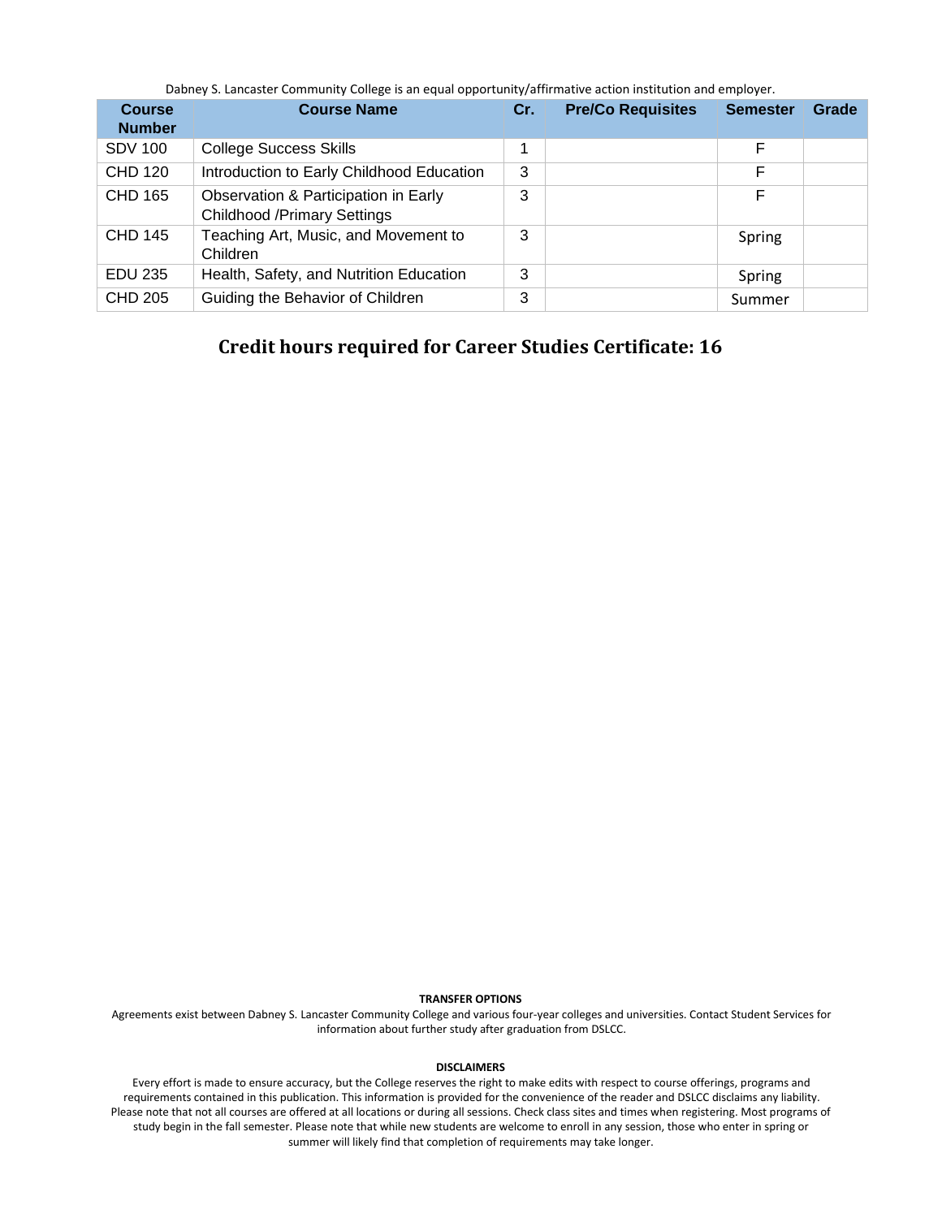Dabney S. Lancaster Community College is an equal opportunity/affirmative action institution and employer.

| Course Number | Course Name | Cr. | Pre/Co Requisites | Semester | Grade |
| --- | --- | --- | --- | --- | --- |
| SDV 100 | College Success Skills | 1 | | F | |
| CHD 120 | Introduction to Early Childhood Education | 3 | | F | |
| CHD 165 | Observation & Participation in Early Childhood /Primary Settings | 3 | | F | |
| CHD 145 | Teaching Art, Music, and Movement to Children | 3 | | Spring | |
| EDU 235 | Health, Safety, and Nutrition Education | 3 | | Spring | |
| CHD 205 | Guiding the Behavior of Children | 3 | | Summer | |

## Credit hours required for Career Studies Certificate: 16

**TRANSFER OPTIONS**

Agreements exist between Dabney S. Lancaster Community College and various four-year colleges and universities. Contact Student Services for information about further study after graduation from DSLCC.

**DISCLAIMERS**

Every effort is made to ensure accuracy, but the College reserves the right to make edits with respect to course offerings, programs and requirements contained in this publication. This information is provided for the convenience of the reader and DSLCC disclaims any liability. Please note that not all courses are offered at all locations or during all sessions. Check class sites and times when registering. Most programs of study begin in the fall semester. Please note that while new students are welcome to enroll in any session, those who enter in spring or summer will likely find that completion of requirements may take longer.